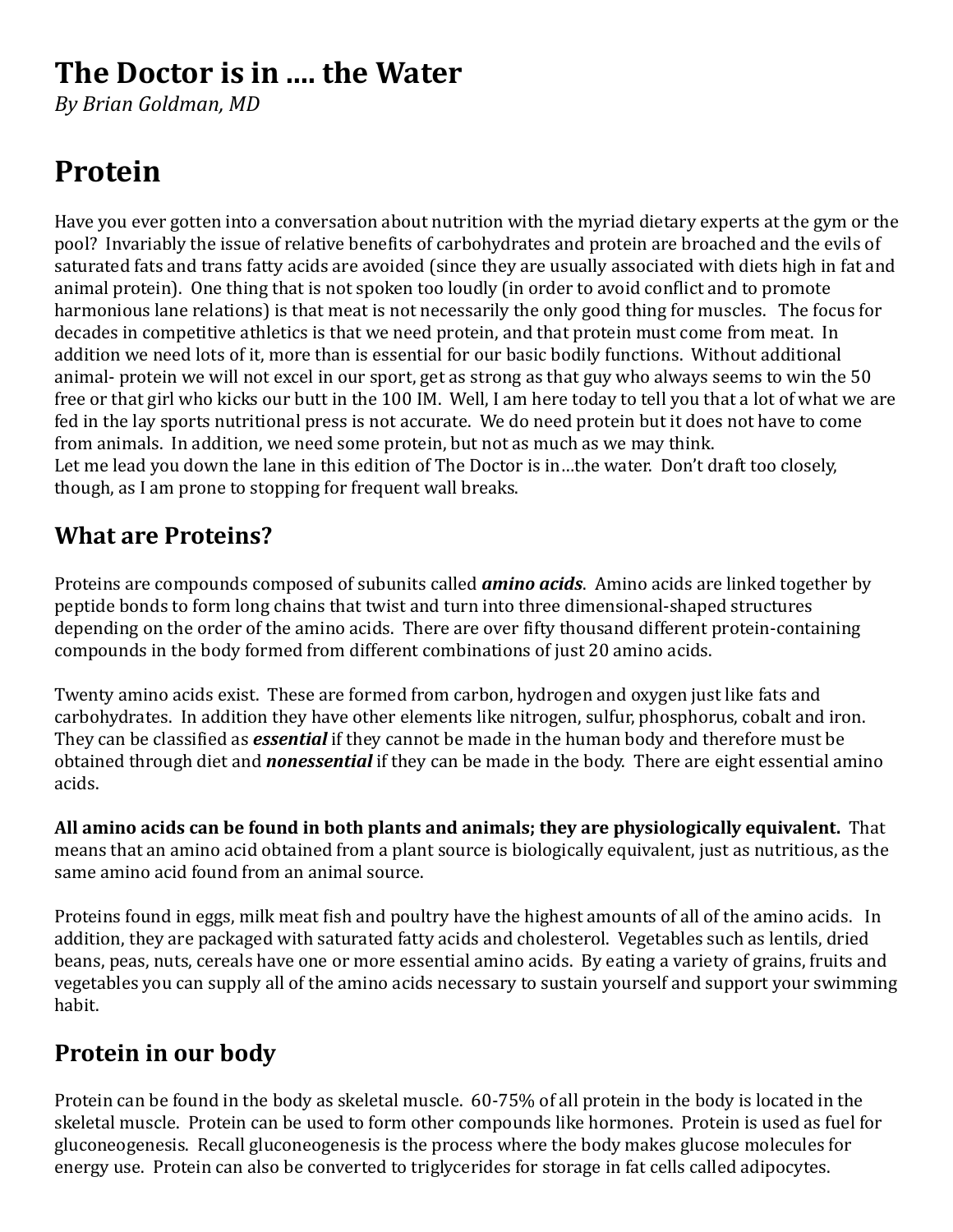# The Doctor is in .... the Water

*By Brian Goldman, MD*

# Protein

Have you ever gotten into a conversation about nutrition with the myriad dietary experts at the gym or the pool? Invariably the issue of relative benefits of carbohydrates and protein are broached and the evils of saturated fats and trans fatty acids are avoided (since they are usually associated with diets high in fat and animal protein). One thing that is not spoken too loudly (in order to avoid conflict and to promote harmonious lane relations) is that meat is not necessarily the only good thing for muscles. The focus for decades in competitive athletics is that we need protein, and that protein must come from meat. In addition we need lots of it, more than is essential for our basic bodily functions. Without additional animal- protein we will not excel in our sport, get as strong as that guy who always seems to win the 50 free or that girl who kicks our butt in the 100 IM. Well, I am here today to tell you that a lot of what we are fed in the lay sports nutritional press is not accurate. We do need protein but it does not have to come from animals. In addition, we need some protein, but not as much as we may think.
Let me lead you down the lane in this edition of The Doctor is in…the water. Don't draft too closely, though, as I am prone to stopping for frequent wall breaks.

## What are Proteins?

Proteins are compounds composed of subunits called ***amino acids***. Amino acids are linked together by peptide bonds to form long chains that twist and turn into three dimensional-shaped structures depending on the order of the amino acids. There are over fifty thousand different protein-containing compounds in the body formed from different combinations of just 20 amino acids.

Twenty amino acids exist. These are formed from carbon, hydrogen and oxygen just like fats and carbohydrates. In addition they have other elements like nitrogen, sulfur, phosphorus, cobalt and iron. They can be classified as ***essential*** if they cannot be made in the human body and therefore must be obtained through diet and ***nonessential*** if they can be made in the body. There are eight essential amino acids.

**All amino acids can be found in both plants and animals; they are physiologically equivalent.** That means that an amino acid obtained from a plant source is biologically equivalent, just as nutritious, as the same amino acid found from an animal source.

Proteins found in eggs, milk meat fish and poultry have the highest amounts of all of the amino acids. In addition, they are packaged with saturated fatty acids and cholesterol. Vegetables such as lentils, dried beans, peas, nuts, cereals have one or more essential amino acids. By eating a variety of grains, fruits and vegetables you can supply all of the amino acids necessary to sustain yourself and support your swimming habit.

## Protein in our body

Protein can be found in the body as skeletal muscle. 60-75% of all protein in the body is located in the skeletal muscle. Protein can be used to form other compounds like hormones. Protein is used as fuel for gluconeogenesis. Recall gluconeogenesis is the process where the body makes glucose molecules for energy use. Protein can also be converted to triglycerides for storage in fat cells called adipocytes.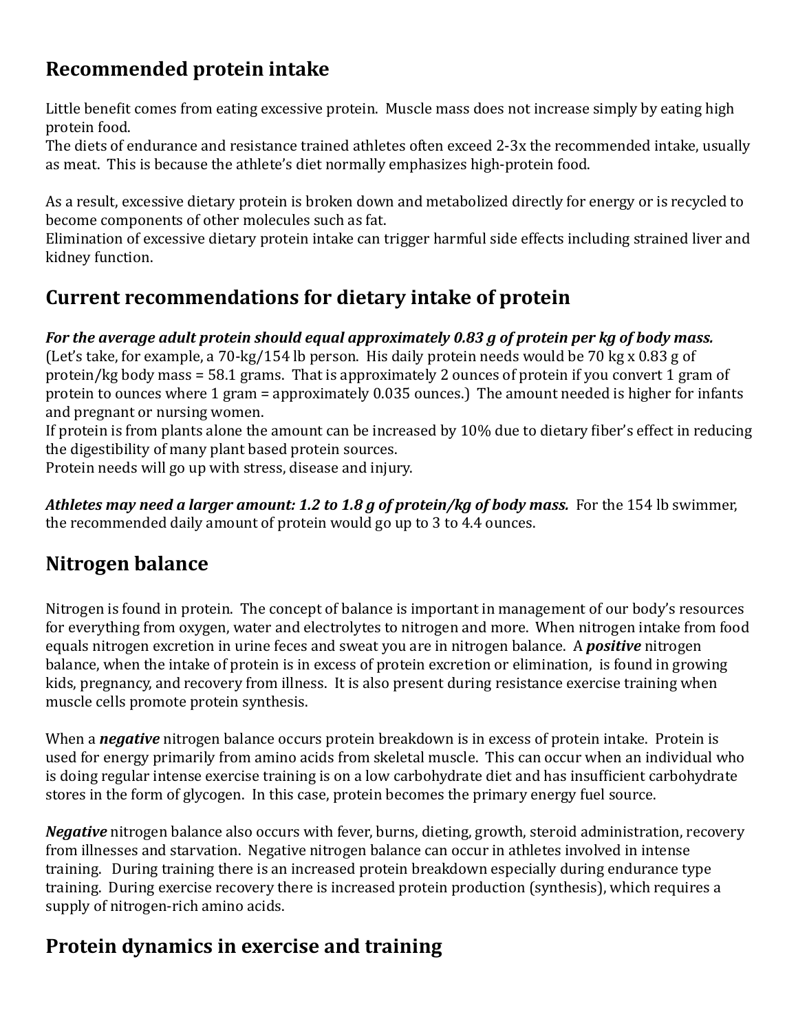## Recommended protein intake

Little benefit comes from eating excessive protein. Muscle mass does not increase simply by eating high protein food.
The diets of endurance and resistance trained athletes often exceed 2-3x the recommended intake, usually as meat. This is because the athlete's diet normally emphasizes high-protein food.

As a result, excessive dietary protein is broken down and metabolized directly for energy or is recycled to become components of other molecules such as fat.
Elimination of excessive dietary protein intake can trigger harmful side effects including strained liver and kidney function.

## Current recommendations for dietary intake of protein

***For the average adult protein should equal approximately 0.83 g of protein per kg of body mass.***
(Let's take, for example, a 70-kg/154 lb person. His daily protein needs would be 70 kg x 0.83 g of protein/kg body mass = 58.1 grams. That is approximately 2 ounces of protein if you convert 1 gram of protein to ounces where 1 gram = approximately 0.035 ounces.) The amount needed is higher for infants and pregnant or nursing women.
If protein is from plants alone the amount can be increased by 10% due to dietary fiber's effect in reducing the digestibility of many plant based protein sources.
Protein needs will go up with stress, disease and injury.

***Athletes may need a larger amount: 1.2 to 1.8 g of protein/kg of body mass.*** For the 154 lb swimmer, the recommended daily amount of protein would go up to 3 to 4.4 ounces.

## Nitrogen balance

Nitrogen is found in protein. The concept of balance is important in management of our body's resources for everything from oxygen, water and electrolytes to nitrogen and more. When nitrogen intake from food equals nitrogen excretion in urine feces and sweat you are in nitrogen balance. A ***positive*** nitrogen balance, when the intake of protein is in excess of protein excretion or elimination, is found in growing kids, pregnancy, and recovery from illness. It is also present during resistance exercise training when muscle cells promote protein synthesis.

When a ***negative*** nitrogen balance occurs protein breakdown is in excess of protein intake. Protein is used for energy primarily from amino acids from skeletal muscle. This can occur when an individual who is doing regular intense exercise training is on a low carbohydrate diet and has insufficient carbohydrate stores in the form of glycogen. In this case, protein becomes the primary energy fuel source.

***Negative*** nitrogen balance also occurs with fever, burns, dieting, growth, steroid administration, recovery from illnesses and starvation. Negative nitrogen balance can occur in athletes involved in intense training. During training there is an increased protein breakdown especially during endurance type training. During exercise recovery there is increased protein production (synthesis), which requires a supply of nitrogen-rich amino acids.

## Protein dynamics in exercise and training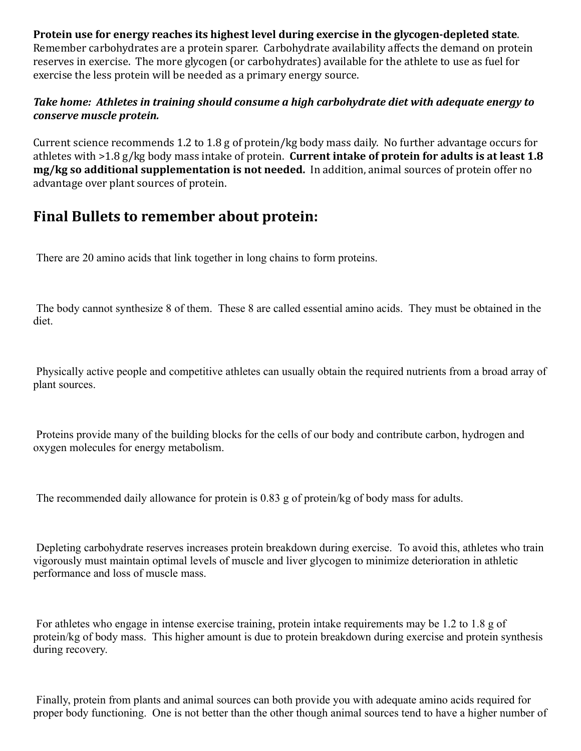**Protein use for energy reaches its highest level during exercise in the glycogen-depleted state**. Remember carbohydrates are a protein sparer. Carbohydrate availability affects the demand on protein reserves in exercise. The more glycogen (or carbohydrates) available for the athlete to use as fuel for exercise the less protein will be needed as a primary energy source.

***Take home: Athletes in training should consume a high carbohydrate diet with adequate energy to conserve muscle protein.***

Current science recommends 1.2 to 1.8 g of protein/kg body mass daily. No further advantage occurs for athletes with >1.8 g/kg body mass intake of protein. **Current intake of protein for adults is at least 1.8 mg/kg so additional supplementation is not needed.** In addition, animal sources of protein offer no advantage over plant sources of protein.

## Final Bullets to remember about protein:

- There are 20 amino acids that link together in long chains to form proteins.

- The body cannot synthesize 8 of them. These 8 are called essential amino acids. They must be obtained in the diet.

- Physically active people and competitive athletes can usually obtain the required nutrients from a broad array of plant sources.

- Proteins provide many of the building blocks for the cells of our body and contribute carbon, hydrogen and oxygen molecules for energy metabolism.

- The recommended daily allowance for protein is 0.83 g of protein/kg of body mass for adults.

- Depleting carbohydrate reserves increases protein breakdown during exercise. To avoid this, athletes who train vigorously must maintain optimal levels of muscle and liver glycogen to minimize deterioration in athletic performance and loss of muscle mass.

- For athletes who engage in intense exercise training, protein intake requirements may be 1.2 to 1.8 g of protein/kg of body mass. This higher amount is due to protein breakdown during exercise and protein synthesis during recovery.

- Finally, protein from plants and animal sources can both provide you with adequate amino acids required for proper body functioning. One is not better than the other though animal sources tend to have a higher number of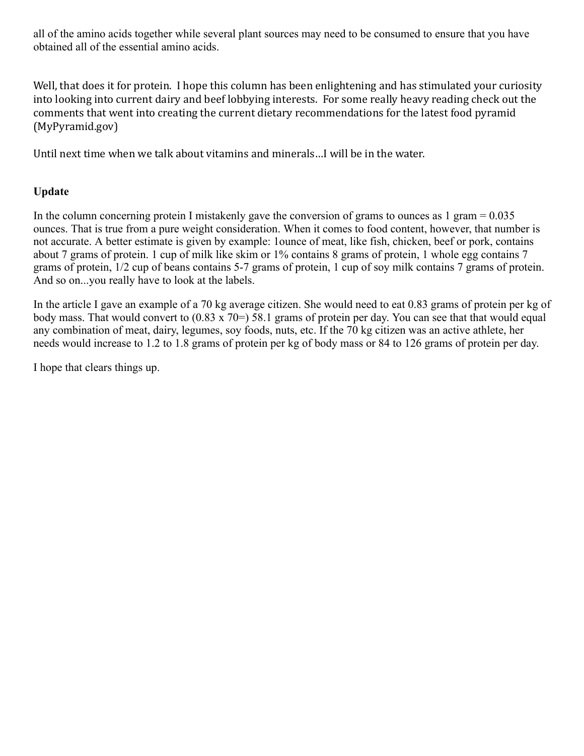all of the amino acids together while several plant sources may need to be consumed to ensure that you have obtained all of the essential amino acids.

Well, that does it for protein. I hope this column has been enlightening and has stimulated your curiosity into looking into current dairy and beef lobbying interests. For some really heavy reading check out the comments that went into creating the current dietary recommendations for the latest food pyramid (MyPyramid.gov)

Until next time when we talk about vitamins and minerals…I will be in the water.

**Update**

In the column concerning protein I mistakenly gave the conversion of grams to ounces as 1 gram = 0.035 ounces. That is true from a pure weight consideration. When it comes to food content, however, that number is not accurate. A better estimate is given by example: 1ounce of meat, like fish, chicken, beef or pork, contains about 7 grams of protein. 1 cup of milk like skim or 1% contains 8 grams of protein, 1 whole egg contains 7 grams of protein, 1/2 cup of beans contains 5-7 grams of protein, 1 cup of soy milk contains 7 grams of protein. And so on...you really have to look at the labels.

In the article I gave an example of a 70 kg average citizen. She would need to eat 0.83 grams of protein per kg of body mass. That would convert to (0.83 x 70=) 58.1 grams of protein per day. You can see that that would equal any combination of meat, dairy, legumes, soy foods, nuts, etc. If the 70 kg citizen was an active athlete, her needs would increase to 1.2 to 1.8 grams of protein per kg of body mass or 84 to 126 grams of protein per day.

I hope that clears things up.